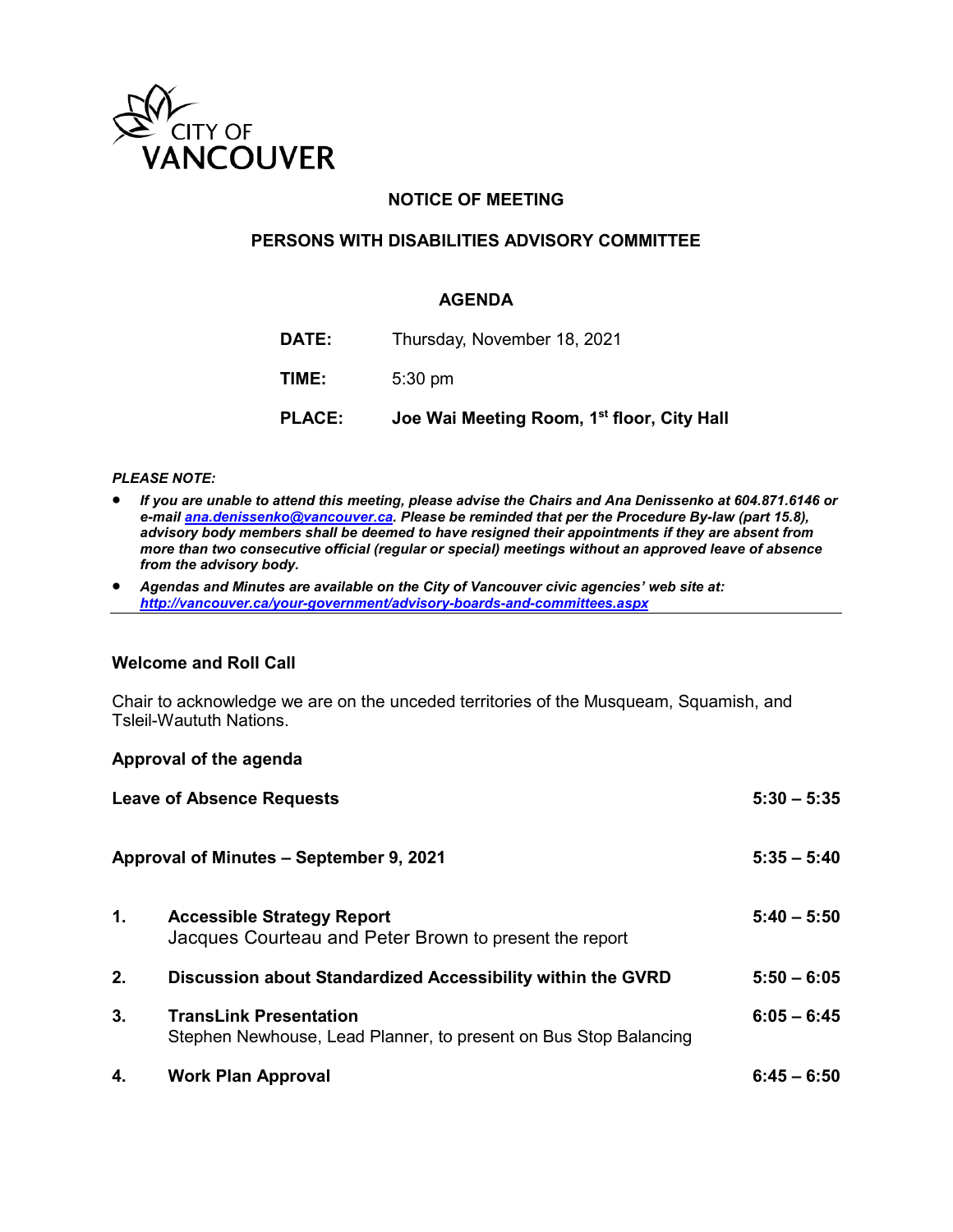CITY OF VANCOUVER

# NOTICE OF MEETING

## PERSONS WITH DISABILITIES ADVISORY COMMITTEE

## AGENDA

| | |
|---|---|
| **DATE:** | Thursday, November 18, 2021 |
| **TIME:** | 5:30 pm |
| **PLACE:** | **Joe Wai Meeting Room, 1st floor, City Hall** |

***PLEASE NOTE:***

- ***If you are unable to attend this meeting, please advise the Chairs and Ana Denissenko at 604.871.6146 or e-mail ana.denissenko@vancouver.ca. Please be reminded that per the Procedure By-law (part 15.8), advisory body members shall be deemed to have resigned their appointments if they are absent from more than two consecutive official (regular or special) meetings without an approved leave of absence from the advisory body.***
- ***Agendas and Minutes are available on the City of Vancouver civic agencies' web site at: http://vancouver.ca/your-government/advisory-boards-and-committees.aspx***

---

**Welcome and Roll Call**

Chair to acknowledge we are on the unceded territories of the Musqueam, Squamish, and Tsleil-Waututh Nations.

**Approval of the agenda**

**Leave of Absence Requests** 5:30 – 5:35

**Approval of Minutes – September 9, 2021** 5:35 – 5:40

1. **Accessible Strategy Report** 5:40 – 5:50
   Jacques Courteau and Peter Brown to present the report

2. **Discussion about Standardized Accessibility within the GVRD** 5:50 – 6:05

3. **TransLink Presentation** 6:05 – 6:45
   Stephen Newhouse, Lead Planner, to present on Bus Stop Balancing

4. **Work Plan Approval** 6:45 – 6:50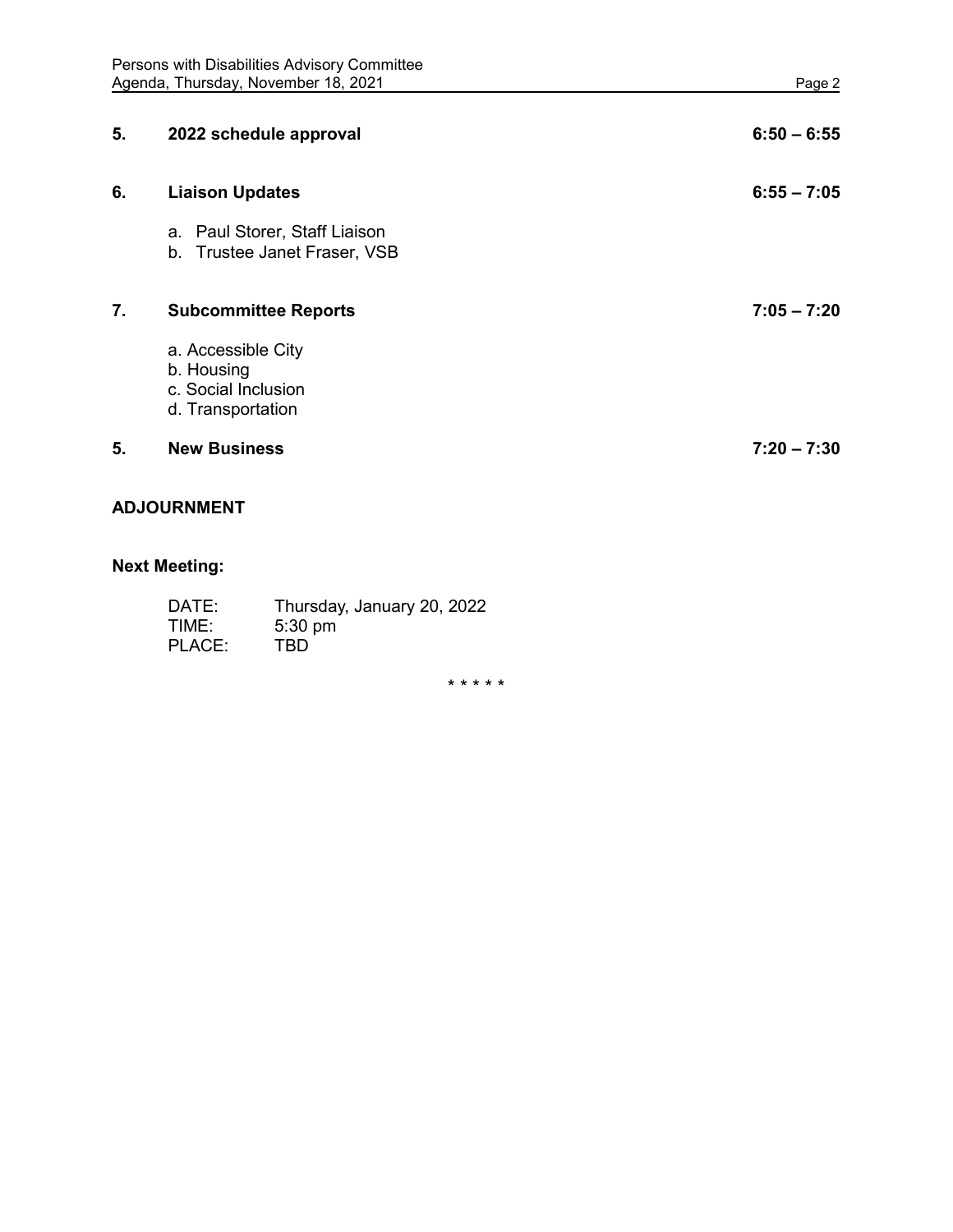**5. 2022 schedule approval** **6:50 – 6:55**

**6. Liaison Updates** **6:55 – 7:05**

a. Paul Storer, Staff Liaison
b. Trustee Janet Fraser, VSB

**7. Subcommittee Reports** **7:05 – 7:20**

a. Accessible City
b. Housing
c. Social Inclusion
d. Transportation

**5. New Business** **7:20 – 7:30**

**ADJOURNMENT**

**Next Meeting:**

DATE: Thursday, January 20, 2022
TIME: 5:30 pm
PLACE: TBD

* * * * *